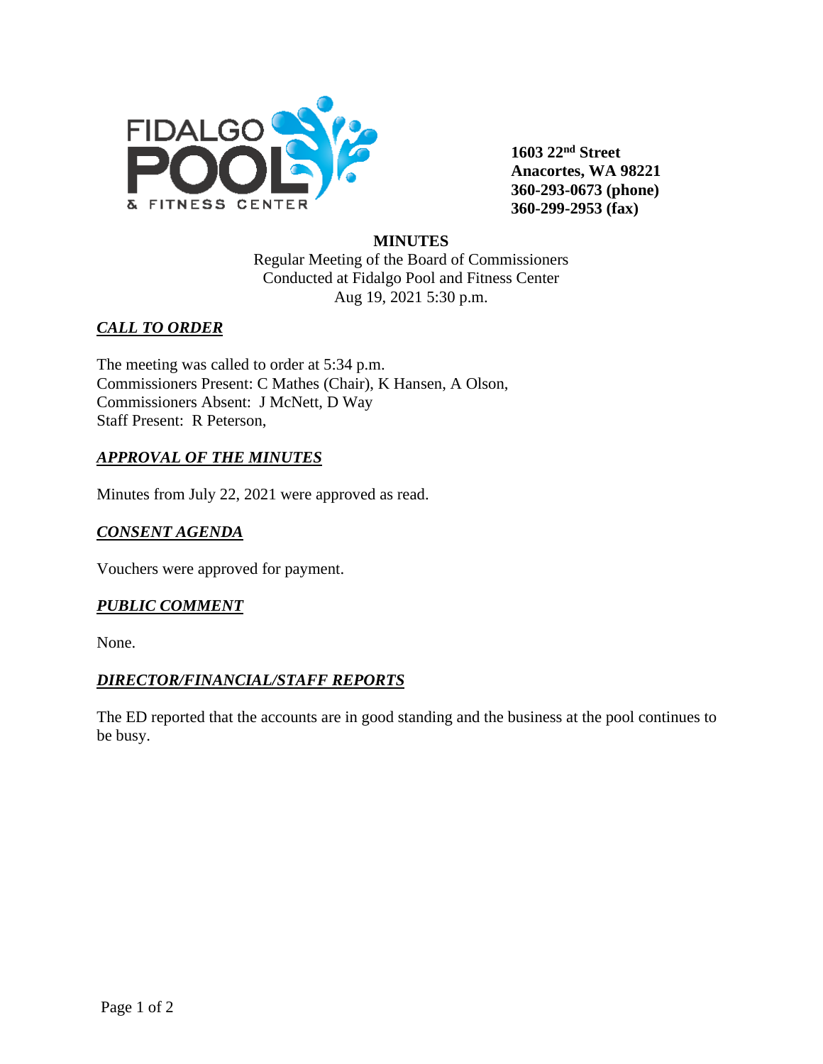FIDALGO POOL & FITNESS CENTER

**1603 22nd Street**
**Anacortes, WA 98221**
**360-293-0673 (phone)**
**360-299-2953 (fax)**

**MINUTES**

Regular Meeting of the Board of Commissioners
Conducted at Fidalgo Pool and Fitness Center
Aug 19, 2021 5:30 p.m.

## ***CALL TO ORDER***

The meeting was called to order at 5:34 p.m.
Commissioners Present: C Mathes (Chair), K Hansen, A Olson,
Commissioners Absent: J McNett, D Way
Staff Present: R Peterson,

## ***APPROVAL OF THE MINUTES***

Minutes from July 22, 2021 were approved as read.

## ***CONSENT AGENDA***

Vouchers were approved for payment.

## ***PUBLIC COMMENT***

None.

## ***DIRECTOR/FINANCIAL/STAFF REPORTS***

The ED reported that the accounts are in good standing and the business at the pool continues to be busy.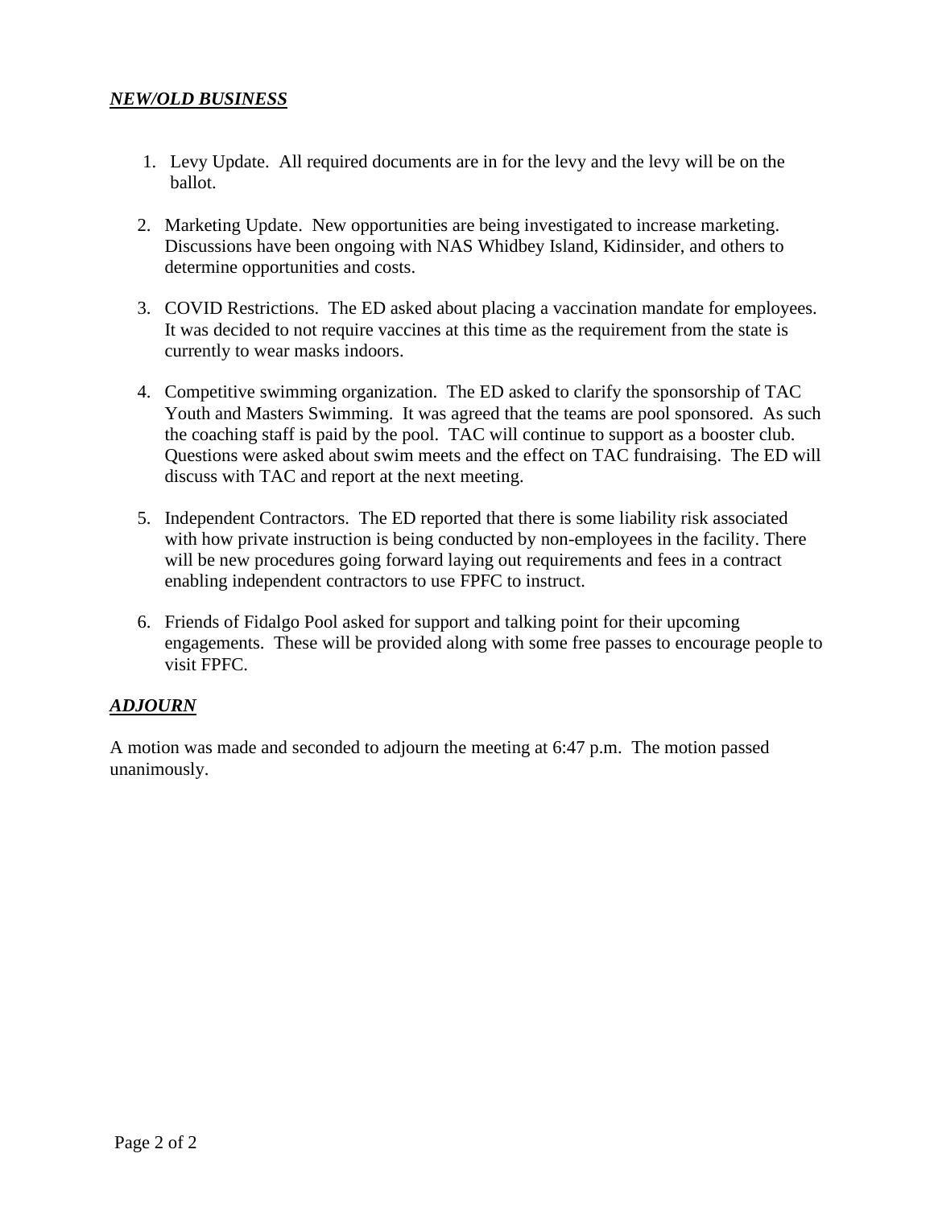## ***NEW/OLD BUSINESS***

1. Levy Update. All required documents are in for the levy and the levy will be on the ballot.

2. Marketing Update. New opportunities are being investigated to increase marketing. Discussions have been ongoing with NAS Whidbey Island, Kidinsider, and others to determine opportunities and costs.

3. COVID Restrictions. The ED asked about placing a vaccination mandate for employees. It was decided to not require vaccines at this time as the requirement from the state is currently to wear masks indoors.

4. Competitive swimming organization. The ED asked to clarify the sponsorship of TAC Youth and Masters Swimming. It was agreed that the teams are pool sponsored. As such the coaching staff is paid by the pool. TAC will continue to support as a booster club. Questions were asked about swim meets and the effect on TAC fundraising. The ED will discuss with TAC and report at the next meeting.

5. Independent Contractors. The ED reported that there is some liability risk associated with how private instruction is being conducted by non-employees in the facility. There will be new procedures going forward laying out requirements and fees in a contract enabling independent contractors to use FPFC to instruct.

6. Friends of Fidalgo Pool asked for support and talking point for their upcoming engagements. These will be provided along with some free passes to encourage people to visit FPFC.

## ***ADJOURN***

A motion was made and seconded to adjourn the meeting at 6:47 p.m. The motion passed unanimously.